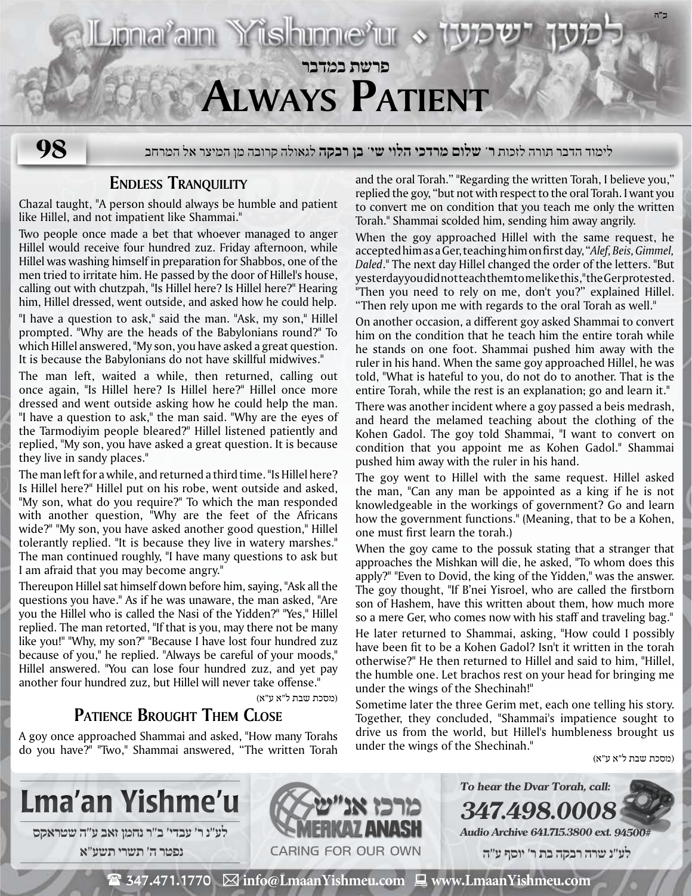# Lma'an Yishme'u • למען ישמעו

פרשת במדבר

# Always Patient

98

לימוד הדבר תורה לזכות **ר' שלום מרדכי הלוי שי' בן רבקה** לגאולה קרובה מן המיצר אל המרחב

## Endless Tranquility

Chazal taught, "A person should always be humble and patient like Hillel, and not impatient like Shammai."

Two people once made a bet that whoever managed to anger Hillel would receive four hundred zuz. Friday afternoon, while Hillel was washing himself in preparation for Shabbos, one of the men tried to irritate him. He passed by the door of Hillel's house, calling out with chutzpah, "Is Hillel here? Is Hillel here?" Hearing him, Hillel dressed, went outside, and asked how he could help.

"I have a question to ask," said the man. "Ask, my son," Hillel prompted. "Why are the heads of the Babylonians round?" To which Hillel answered, "My son, you have asked a great question. It is because the Babylonians do not have skillful midwives."

The man left, waited a while, then returned, calling out once again, "Is Hillel here? Is Hillel here?" Hillel once more dressed and went outside asking how he could help the man. "I have a question to ask," the man said. "Why are the eyes of the Tarmodiyim people bleared?" Hillel listened patiently and replied, "My son, you have asked a great question. It is because they live in sandy places."

The man left for a while, and returned a third time. "Is Hillel here? Is Hillel here?" Hillel put on his robe, went outside and asked, "My son, what do you require?" To which the man responded with another question, "Why are the feet of the Africans wide?" "My son, you have asked another good question," Hillel tolerantly replied. "It is because they live in watery marshes." The man continued roughly, "I have many questions to ask but I am afraid that you may become angry."

Thereupon Hillel sat himself down before him, saying, "Ask all the questions you have." As if he was unaware, the man asked, "Are you the Hillel who is called the Nasi of the Yidden?" "Yes," Hillel replied. The man retorted, "If that is you, may there not be many like you!" "Why, my son?" "Because I have lost four hundred zuz because of you," he replied. "Always be careful of your moods," Hillel answered. "You can lose four hundred zuz, and yet pay another four hundred zuz, but Hillel will never take offense."

(מסכת שבת ל"א ע"א)

## Patience Brought Them Close

A goy once approached Shammai and asked, "How many Torahs do you have?" "Two," Shammai answered, "The written Torah and the oral Torah." "Regarding the written Torah, I believe you," replied the goy, "but not with respect to the oral Torah. I want you to convert me on condition that you teach me only the written Torah." Shammai scolded him, sending him away angrily.

When the goy approached Hillel with the same request, he accepted him as a Ger, teaching him on first day, "*Alef, Beis, Gimmel, Daled*." The next day Hillel changed the order of the letters. "But yesterday you did not teach them to me like this," the Ger protested. "Then you need to rely on me, don't you?" explained Hillel. "Then rely upon me with regards to the oral Torah as well."

On another occasion, a different goy asked Shammai to convert him on the condition that he teach him the entire torah while he stands on one foot. Shammai pushed him away with the ruler in his hand. When the same goy approached Hillel, he was told, "What is hateful to you, do not do to another. That is the entire Torah, while the rest is an explanation; go and learn it."

There was another incident where a goy passed a beis medrash, and heard the melamed teaching about the clothing of the Kohen Gadol. The goy told Shammai, "I want to convert on condition that you appoint me as Kohen Gadol." Shammai pushed him away with the ruler in his hand.

The goy went to Hillel with the same request. Hillel asked the man, "Can any man be appointed as a king if he is not knowledgeable in the workings of government? Go and learn how the government functions." (Meaning, that to be a Kohen, one must first learn the torah.)

When the goy came to the possuk stating that a stranger that approaches the Mishkan will die, he asked, "To whom does this apply?" "Even to Dovid, the king of the Yidden," was the answer. The goy thought, "If B'nei Yisroel, who are called the firstborn son of Hashem, have this written about them, how much more so a mere Ger, who comes now with his staff and traveling bag."

He later returned to Shammai, asking, "How could I possibly have been fit to be a Kohen Gadol? Isn't it written in the torah otherwise?" He then returned to Hillel and said to him, "Hillel, the humble one. Let brachos rest on your head for bringing me under the wings of the Shechinah!"

Sometime later the three Gerim met, each one telling his story. Together, they concluded, "Shammai's impatience sought to drive us from the world, but Hillel's humbleness brought us under the wings of the Shechinah."

(מסכת שבת ל"א ע"א)

---

**Lma'an Yishme'u**

לע"נ ר' עבדי' ב"ר נחמן זאב ע"ה שטראקס
נפטר ה' תשרי תשע"א

מרכז אנ"ש MERKAZ ANASH — CARING FOR OUR OWN

*To hear the Dvar Torah, call:*
***347.498.0008***
*Audio Archive 641.715.3800 ext. 94500#*

לע"נ שרה רבקה בת ר' יוסף ע"ה

☎ 347.471.1770 ✉ info@LmaanYishmeu.com 💻 www.LmaanYishmeu.com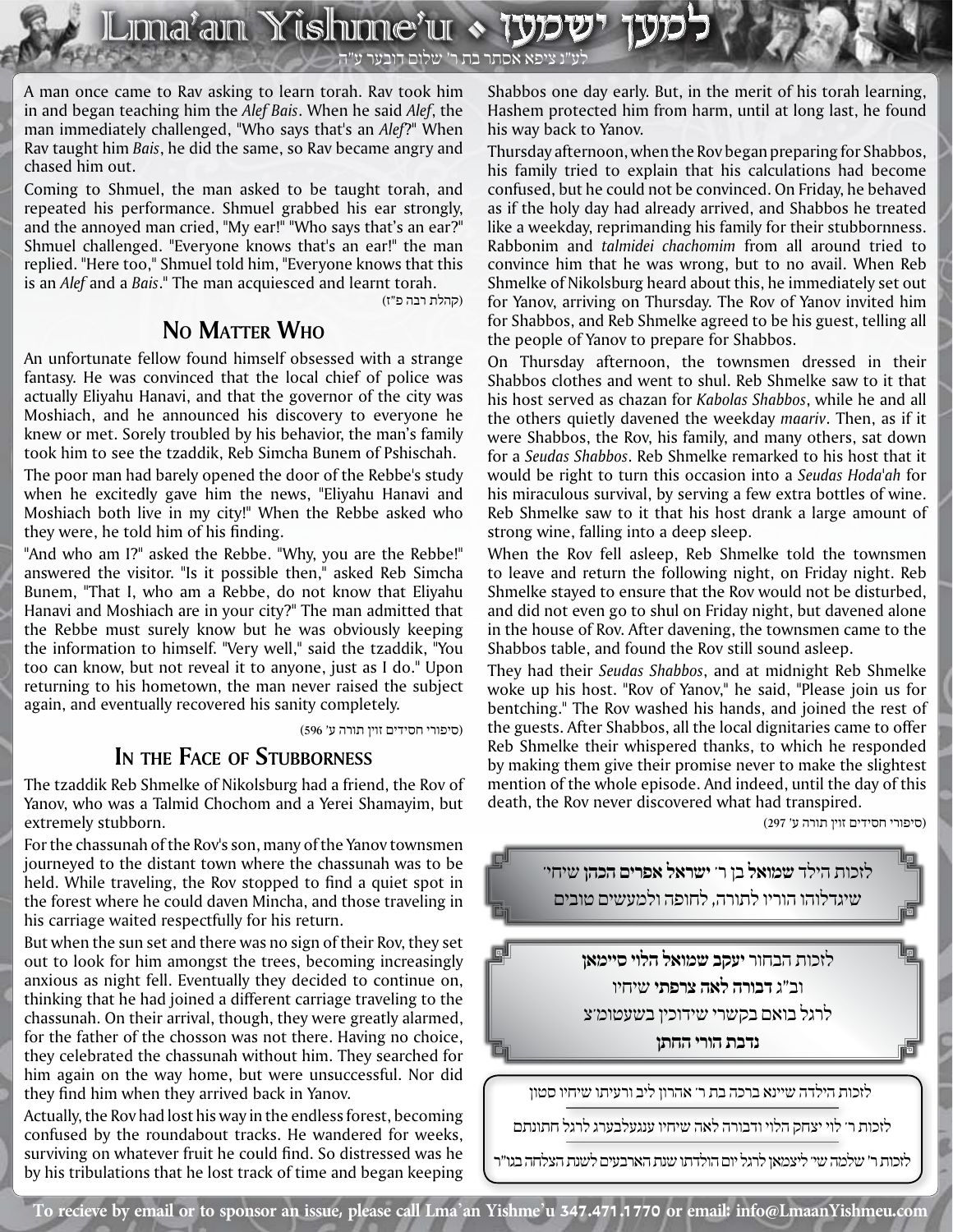A man once came to Rav asking to learn torah. Rav took him in and began teaching him the *Alef Bais*. When he said *Alef*, the man immediately challenged, "Who says that's an *Alef*?" When Rav taught him *Bais*, he did the same, so Rav became angry and chased him out.

Coming to Shmuel, the man asked to be taught torah, and repeated his performance. Shmuel grabbed his ear strongly, and the annoyed man cried, "My ear!" "Who says that's an ear?" Shmuel challenged. "Everyone knows that's an ear!" the man replied. "Here too," Shmuel told him, "Everyone knows that this is an *Alef* and a *Bais*." The man acquiesced and learnt torah.

(קהלת רבה פ"ז)

## No Matter Who

An unfortunate fellow found himself obsessed with a strange fantasy. He was convinced that the local chief of police was actually Eliyahu Hanavi, and that the governor of the city was Moshiach, and he announced his discovery to everyone he knew or met. Sorely troubled by his behavior, the man's family took him to see the tzaddik, Reb Simcha Bunem of Pshischah.

The poor man had barely opened the door of the Rebbe's study when he excitedly gave him the news, "Eliyahu Hanavi and Moshiach both live in my city!" When the Rebbe asked who they were, he told him of his finding.

"And who am I?" asked the Rebbe. "Why, you are the Rebbe!" answered the visitor. "Is it possible then," asked Reb Simcha Bunem, "That I, who am a Rebbe, do not know that Eliyahu Hanavi and Moshiach are in your city?" The man admitted that the Rebbe must surely know but he was obviously keeping the information to himself. "Very well," said the tzaddik, "You too can know, but not reveal it to anyone, just as I do." Upon returning to his hometown, the man never raised the subject again, and eventually recovered his sanity completely.

(סיפורי חסידים זוין תורה ע' 596)

## In the Face of Stubborness

The tzaddik Reb Shmelke of Nikolsburg had a friend, the Rov of Yanov, who was a Talmid Chochom and a Yerei Shamayim, but extremely stubborn.

For the chassunah of the Rov's son, many of the Yanov townsmen journeyed to the distant town where the chassunah was to be held. While traveling, the Rov stopped to find a quiet spot in the forest where he could daven Mincha, and those traveling in his carriage waited respectfully for his return.

But when the sun set and there was no sign of their Rov, they set out to look for him amongst the trees, becoming increasingly anxious as night fell. Eventually they decided to continue on, thinking that he had joined a different carriage traveling to the chassunah. On their arrival, though, they were greatly alarmed, for the father of the chosson was not there. Having no choice, they celebrated the chassunah without him. They searched for him again on the way home, but were unsuccessful. Nor did they find him when they arrived back in Yanov.

Actually, the Rov had lost his way in the endless forest, becoming confused by the roundabout tracks. He wandered for weeks, surviving on whatever fruit he could find. So distressed was he by his tribulations that he lost track of time and began keeping Shabbos one day early. But, in the merit of his torah learning, Hashem protected him from harm, until at long last, he found his way back to Yanov.

Thursday afternoon, when the Rov began preparing for Shabbos, his family tried to explain that his calculations had become confused, but he could not be convinced. On Friday, he behaved as if the holy day had already arrived, and Shabbos he treated like a weekday, reprimanding his family for their stubbornness. Rabbonim and *talmidei chachomim* from all around tried to convince him that he was wrong, but to no avail. When Reb Shmelke of Nikolsburg heard about this, he immediately set out for Yanov, arriving on Thursday. The Rov of Yanov invited him for Shabbos, and Reb Shmelke agreed to be his guest, telling all the people of Yanov to prepare for Shabbos.

On Thursday afternoon, the townsmen dressed in their Shabbos clothes and went to shul. Reb Shmelke saw to it that his host served as chazan for *Kabolas Shabbos*, while he and all the others quietly davened the weekday *maariv*. Then, as if it were Shabbos, the Rov, his family, and many others, sat down for a *Seudas Shabbos*. Reb Shmelke remarked to his host that it would be right to turn this occasion into a *Seudas Hoda'ah* for his miraculous survival, by serving a few extra bottles of wine. Reb Shmelke saw to it that his host drank a large amount of strong wine, falling into a deep sleep.

When the Rov fell asleep, Reb Shmelke told the townsmen to leave and return the following night, on Friday night. Reb Shmelke stayed to ensure that the Rov would not be disturbed, and did not even go to shul on Friday night, but davened alone in the house of Rov. After davening, the townsmen came to the Shabbos table, and found the Rov still sound asleep.

They had their *Seudas Shabbos*, and at midnight Reb Shmelke woke up his host. "Rov of Yanov," he said, "Please join us for bentching." The Rov washed his hands, and joined the rest of the guests. After Shabbos, all the local dignitaries came to offer Reb Shmelke their whispered thanks, to which he responded by making them give their promise never to make the slightest mention of the whole episode. And indeed, until the day of this death, the Rov never discovered what had transpired.

(סיפורי חסידים זוין תורה ע' 297)

לזכות הילד **שמואל** בן ר' **ישראל אפרים הכהן** שיחי'
שיגדלוהו הוריו לתורה, לחופה ולמעשים טובים

לזכות הבחור **יעקב שמואל הלוי סיימאן**
וב"ג **דבורה לאה צרפתי** שיחיו
לרגל בואם בקשרי שידוכין בשעטומ"צ
**נדבת הורי החתן**

לזכות הילדה שיינא ברכה בת ר' אהרון ליב ורעיתו שיחיו סטון

לזכות ר' לוי יצחק הלוי ודבורה לאה שיחיו ענגעלבערג לרגל חתונתם

לזכות ר' שלמה שי' ליצמאן לרגל יום הולדתו שנת הארבעים לשנת הצלחה בגו"ר

To recieve by email or to sponsor an issue, please call Lma'an Yishme'u 347.471.1770 or email: info@LmaanYishmeu.com